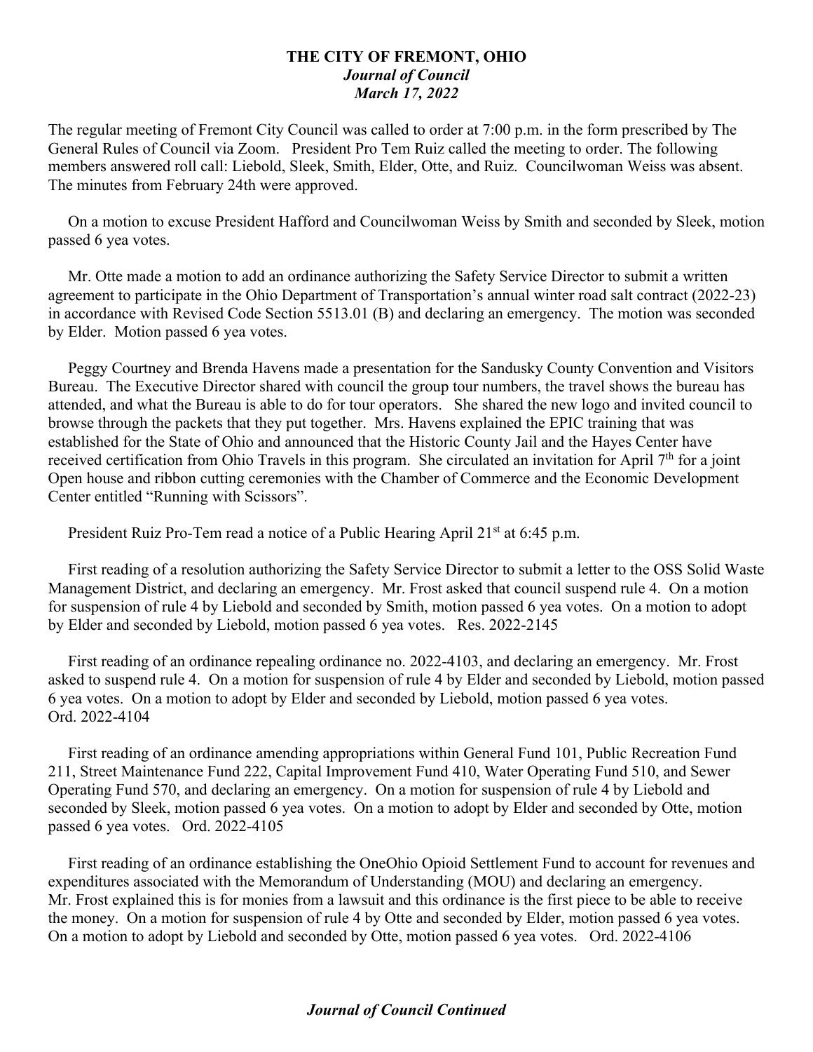# THE CITY OF FREMONT, OHIO
## *Journal of Council*
### *March 17, 2022*

The regular meeting of Fremont City Council was called to order at 7:00 p.m. in the form prescribed by The General Rules of Council via Zoom. President Pro Tem Ruiz called the meeting to order. The following members answered roll call: Liebold, Sleek, Smith, Elder, Otte, and Ruiz. Councilwoman Weiss was absent. The minutes from February 24th were approved.

On a motion to excuse President Hafford and Councilwoman Weiss by Smith and seconded by Sleek, motion passed 6 yea votes.

Mr. Otte made a motion to add an ordinance authorizing the Safety Service Director to submit a written agreement to participate in the Ohio Department of Transportation's annual winter road salt contract (2022-23) in accordance with Revised Code Section 5513.01 (B) and declaring an emergency. The motion was seconded by Elder. Motion passed 6 yea votes.

Peggy Courtney and Brenda Havens made a presentation for the Sandusky County Convention and Visitors Bureau. The Executive Director shared with council the group tour numbers, the travel shows the bureau has attended, and what the Bureau is able to do for tour operators. She shared the new logo and invited council to browse through the packets that they put together. Mrs. Havens explained the EPIC training that was established for the State of Ohio and announced that the Historic County Jail and the Hayes Center have received certification from Ohio Travels in this program. She circulated an invitation for April 7th for a joint Open house and ribbon cutting ceremonies with the Chamber of Commerce and the Economic Development Center entitled "Running with Scissors".

President Ruiz Pro-Tem read a notice of a Public Hearing April 21st at 6:45 p.m.

First reading of a resolution authorizing the Safety Service Director to submit a letter to the OSS Solid Waste Management District, and declaring an emergency. Mr. Frost asked that council suspend rule 4. On a motion for suspension of rule 4 by Liebold and seconded by Smith, motion passed 6 yea votes. On a motion to adopt by Elder and seconded by Liebold, motion passed 6 yea votes. Res. 2022-2145

First reading of an ordinance repealing ordinance no. 2022-4103, and declaring an emergency. Mr. Frost asked to suspend rule 4. On a motion for suspension of rule 4 by Elder and seconded by Liebold, motion passed 6 yea votes. On a motion to adopt by Elder and seconded by Liebold, motion passed 6 yea votes. Ord. 2022-4104

First reading of an ordinance amending appropriations within General Fund 101, Public Recreation Fund 211, Street Maintenance Fund 222, Capital Improvement Fund 410, Water Operating Fund 510, and Sewer Operating Fund 570, and declaring an emergency. On a motion for suspension of rule 4 by Liebold and seconded by Sleek, motion passed 6 yea votes. On a motion to adopt by Elder and seconded by Otte, motion passed 6 yea votes. Ord. 2022-4105

First reading of an ordinance establishing the OneOhio Opioid Settlement Fund to account for revenues and expenditures associated with the Memorandum of Understanding (MOU) and declaring an emergency. Mr. Frost explained this is for monies from a lawsuit and this ordinance is the first piece to be able to receive the money. On a motion for suspension of rule 4 by Otte and seconded by Elder, motion passed 6 yea votes. On a motion to adopt by Liebold and seconded by Otte, motion passed 6 yea votes. Ord. 2022-4106

***Journal of Council Continued***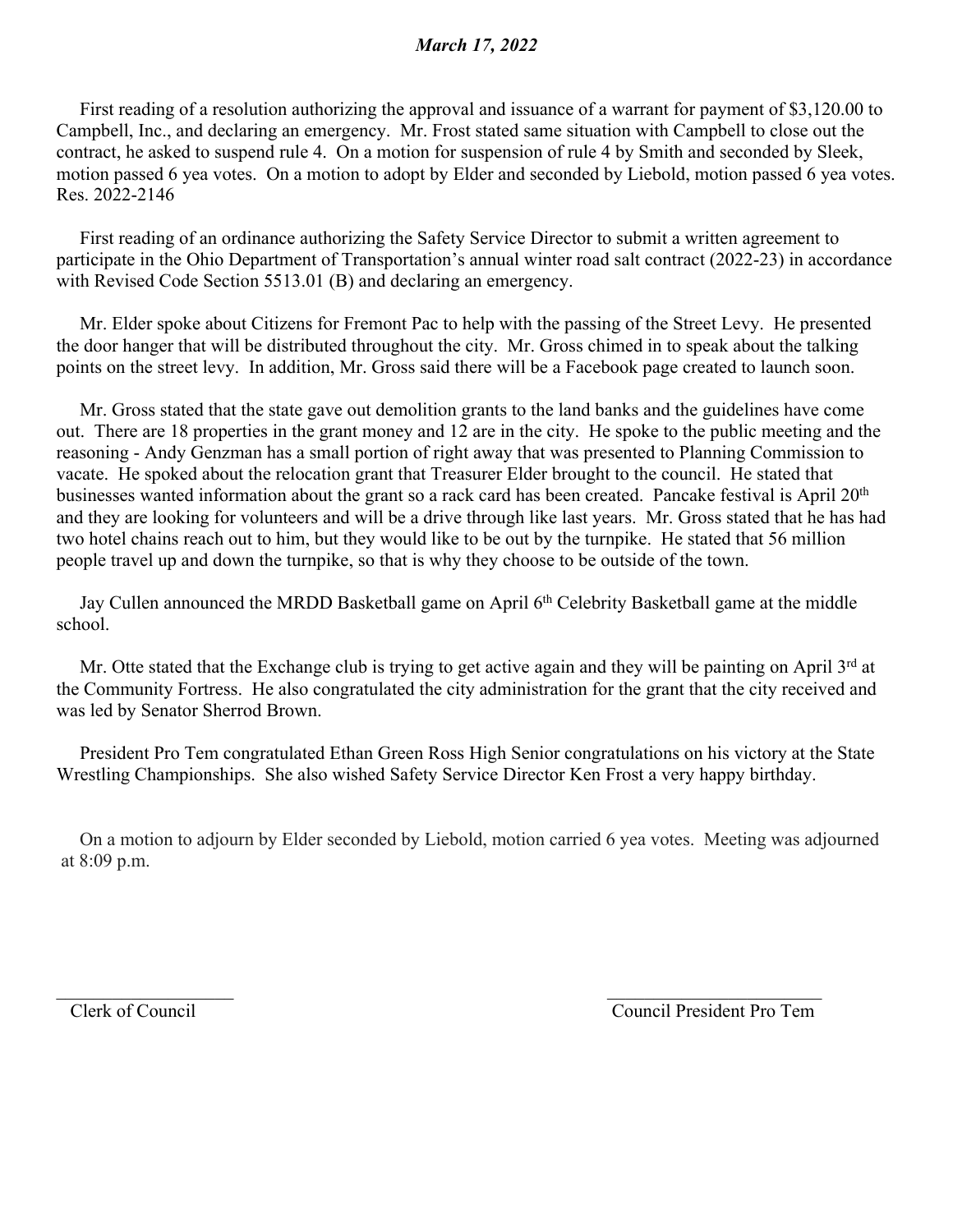***March 17, 2022***

First reading of a resolution authorizing the approval and issuance of a warrant for payment of $3,120.00 to Campbell, Inc., and declaring an emergency. Mr. Frost stated same situation with Campbell to close out the contract, he asked to suspend rule 4. On a motion for suspension of rule 4 by Smith and seconded by Sleek, motion passed 6 yea votes. On a motion to adopt by Elder and seconded by Liebold, motion passed 6 yea votes. Res. 2022-2146

First reading of an ordinance authorizing the Safety Service Director to submit a written agreement to participate in the Ohio Department of Transportation's annual winter road salt contract (2022-23) in accordance with Revised Code Section 5513.01 (B) and declaring an emergency.

Mr. Elder spoke about Citizens for Fremont Pac to help with the passing of the Street Levy. He presented the door hanger that will be distributed throughout the city. Mr. Gross chimed in to speak about the talking points on the street levy. In addition, Mr. Gross said there will be a Facebook page created to launch soon.

Mr. Gross stated that the state gave out demolition grants to the land banks and the guidelines have come out. There are 18 properties in the grant money and 12 are in the city. He spoke to the public meeting and the reasoning - Andy Genzman has a small portion of right away that was presented to Planning Commission to vacate. He spoked about the relocation grant that Treasurer Elder brought to the council. He stated that businesses wanted information about the grant so a rack card has been created. Pancake festival is April 20th and they are looking for volunteers and will be a drive through like last years. Mr. Gross stated that he has had two hotel chains reach out to him, but they would like to be out by the turnpike. He stated that 56 million people travel up and down the turnpike, so that is why they choose to be outside of the town.

Jay Cullen announced the MRDD Basketball game on April 6th Celebrity Basketball game at the middle school.

Mr. Otte stated that the Exchange club is trying to get active again and they will be painting on April 3rd at the Community Fortress. He also congratulated the city administration for the grant that the city received and was led by Senator Sherrod Brown.

President Pro Tem congratulated Ethan Green Ross High Senior congratulations on his victory at the State Wrestling Championships. She also wished Safety Service Director Ken Frost a very happy birthday.

On a motion to adjourn by Elder seconded by Liebold, motion carried 6 yea votes. Meeting was adjourned at 8:09 p.m.

\_\_\_\_\_\_\_\_\_\_\_\_\_\_\_\_\_\_\_\_ \_\_\_\_\_\_\_\_\_\_\_\_\_\_\_\_\_\_\_\_\_\_\_\_

Clerk of Council Council President Pro Tem